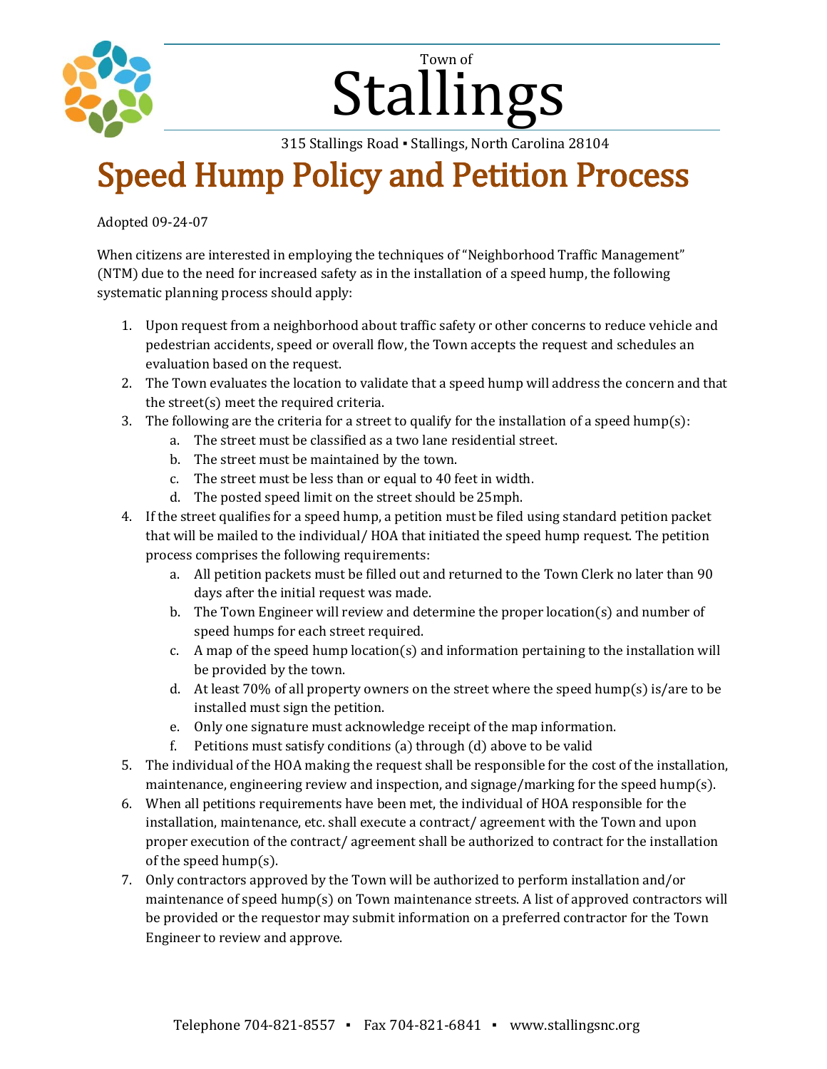Town of

# Stallings

315 Stallings Road ▪ Stallings, North Carolina 28104

# Speed Hump Policy and Petition Process

Adopted 09-24-07

When citizens are interested in employing the techniques of "Neighborhood Traffic Management" (NTM) due to the need for increased safety as in the installation of a speed hump, the following systematic planning process should apply:

1. Upon request from a neighborhood about traffic safety or other concerns to reduce vehicle and pedestrian accidents, speed or overall flow, the Town accepts the request and schedules an evaluation based on the request.
2. The Town evaluates the location to validate that a speed hump will address the concern and that the street(s) meet the required criteria.
3. The following are the criteria for a street to qualify for the installation of a speed hump(s):
    a. The street must be classified as a two lane residential street.
    b. The street must be maintained by the town.
    c. The street must be less than or equal to 40 feet in width.
    d. The posted speed limit on the street should be 25mph.
4. If the street qualifies for a speed hump, a petition must be filed using standard petition packet that will be mailed to the individual/ HOA that initiated the speed hump request. The petition process comprises the following requirements:
    a. All petition packets must be filled out and returned to the Town Clerk no later than 90 days after the initial request was made.
    b. The Town Engineer will review and determine the proper location(s) and number of speed humps for each street required.
    c. A map of the speed hump location(s) and information pertaining to the installation will be provided by the town.
    d. At least 70% of all property owners on the street where the speed hump(s) is/are to be installed must sign the petition.
    e. Only one signature must acknowledge receipt of the map information.
    f. Petitions must satisfy conditions (a) through (d) above to be valid
5. The individual of the HOA making the request shall be responsible for the cost of the installation, maintenance, engineering review and inspection, and signage/marking for the speed hump(s).
6. When all petitions requirements have been met, the individual of HOA responsible for the installation, maintenance, etc. shall execute a contract/ agreement with the Town and upon proper execution of the contract/ agreement shall be authorized to contract for the installation of the speed hump(s).
7. Only contractors approved by the Town will be authorized to perform installation and/or maintenance of speed hump(s) on Town maintenance streets. A list of approved contractors will be provided or the requestor may submit information on a preferred contractor for the Town Engineer to review and approve.

Telephone 704-821-8557 ▪ Fax 704-821-6841 ▪ www.stallingsnc.org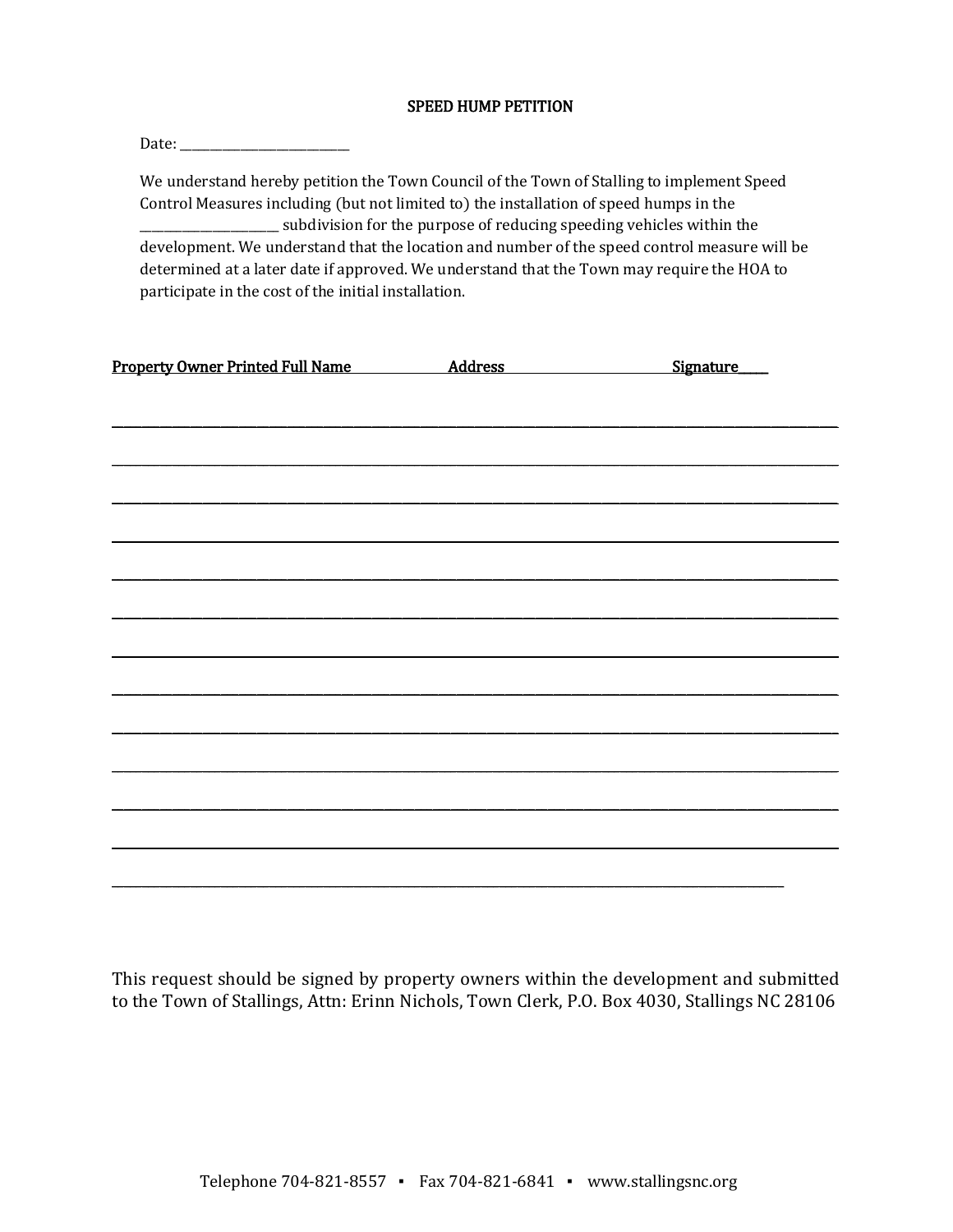# SPEED HUMP PETITION

Date: ___________________________

We understand hereby petition the Town Council of the Town of Stalling to implement Speed Control Measures including (but not limited to) the installation of speed humps in the ______________________ subdivision for the purpose of reducing speeding vehicles within the development. We understand that the location and number of the speed control measure will be determined at a later date if approved. We understand that the Town may require the HOA to participate in the cost of the initial installation.

| Property Owner Printed Full Name | Address | Signature |
|---|---|---|
| | | |
| | | |
| | | |
| | | |
| | | |
| | | |
| | | |
| | | |
| | | |
| | | |
| | | |
| | | |
| | | |

This request should be signed by property owners within the development and submitted to the Town of Stallings, Attn: Erinn Nichols, Town Clerk, P.O. Box 4030, Stallings NC 28106

Telephone 704-821-8557 ▪ Fax 704-821-6841 ▪ www.stallingsnc.org